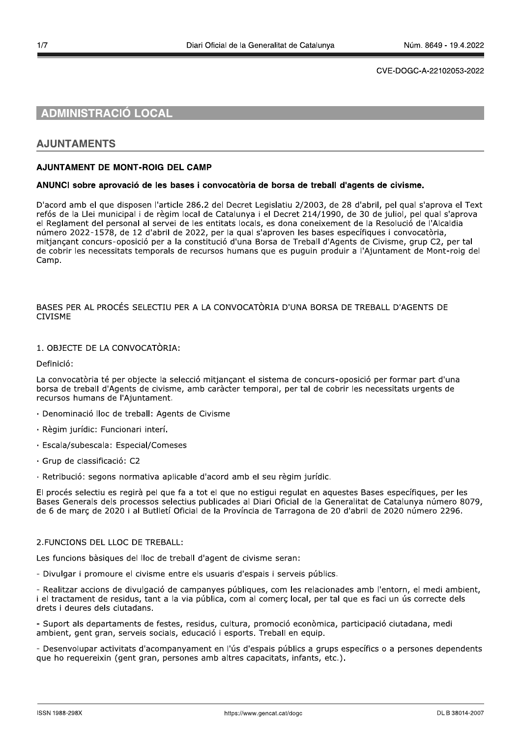CVE-DOGC-A-22102053-2022

# ADMINISTRACIÓ LOCAL

## AJUNTAMENTS

### AJUNTAMENT DE MONT-ROIG DEL CAMP

**ANUNCI sobre aprovació de les bases i convocatòria de borsa de treball d'agents de civisme.**

D'acord amb el que disposen l'article 286.2 del Decret Legislatiu 2/2003, de 28 d'abril, pel qual s'aprova el Text refós de la Llei municipal i de règim local de Catalunya i el Decret 214/1990, de 30 de juliol, pel qual s'aprova el Reglament del personal al servei de les entitats locals, es dona coneixement de la Resolució de l'Alcaldia número 2022-1578, de 12 d'abril de 2022, per la qual s'aproven les bases específiques i convocatòria, mitjançant concurs-oposició per a la constitució d'una Borsa de Treball d'Agents de Civisme, grup C2, per tal de cobrir les necessitats temporals de recursos humans que es puguin produir a l'Ajuntament de Mont-roig del Camp.

BASES PER AL PROCÉS SELECTIU PER A LA CONVOCATÒRIA D'UNA BORSA DE TREBALL D'AGENTS DE CIVISME

1. OBJECTE DE LA CONVOCATÒRIA:

Definició:

La convocatòria té per objecte la selecció mitjançant el sistema de concurs-oposició per formar part d'una borsa de treball d'Agents de civisme, amb caràcter temporal, per tal de cobrir les necessitats urgents de recursos humans de l'Ajuntament.

- Denominació lloc de treball: Agents de Civisme
- Règim jurídic: Funcionari interí.
- Escala/subescala: Especial/Comeses
- Grup de classificació: C2
- Retribució: segons normativa aplicable d'acord amb el seu règim jurídic.

El procés selectiu es regirà pel que fa a tot el que no estigui regulat en aquestes Bases específiques, per les Bases Generals dels processos selectius publicades al Diari Oficial de la Generalitat de Catalunya número 8079, de 6 de març de 2020 i al Butlletí Oficial de la Província de Tarragona de 20 d'abril de 2020 número 2296.

2.FUNCIONS DEL LLOC DE TREBALL:

Les funcions bàsiques del lloc de treball d'agent de civisme seran:

- Divulgar i promoure el civisme entre els usuaris d'espais i serveis públics.

- Realitzar accions de divulgació de campanyes públiques, com les relacionades amb l'entorn, el medi ambient, i el tractament de residus, tant a la via pública, com al comerç local, per tal que es faci un ús correcte dels drets i deures dels ciutadans.

- Suport als departaments de festes, residus, cultura, promoció econòmica, participació ciutadana, medi ambient, gent gran, serveis socials, educació i esports. Treball en equip.

- Desenvolupar activitats d'acompanyament en l'ús d'espais públics a grups específics o a persones dependents que ho requereixin (gent gran, persones amb altres capacitats, infants, etc.).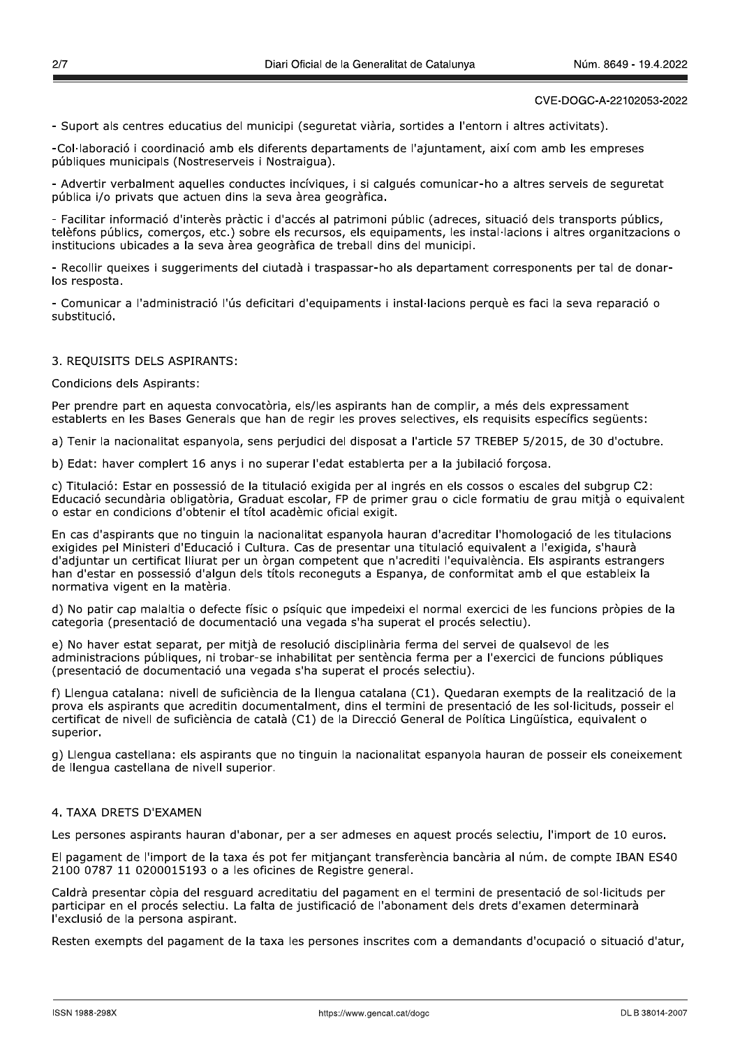- Suport als centres educatius del municipi (seguretat viària, sortides a l'entorn i altres activitats).

-Col·laboració i coordinació amb els diferents departaments de l'ajuntament, així com amb les empreses públiques municipals (Nostreserveis i Nostraigua).

- Advertir verbalment aquelles conductes incíviques, i si calgués comunicar-ho a altres serveis de seguretat pública i/o privats que actuen dins la seva àrea geogràfica.

- Facilitar informació d'interès pràctic i d'accés al patrimoni públic (adreces, situació dels transports públics, telèfons públics, comerços, etc.) sobre els recursos, els equipaments, les instal·lacions i altres organitzacions o institucions ubicades a la seva àrea geogràfica de treball dins del municipi.

- Recollir queixes i suggeriments del ciutadà i traspassar-ho als departament corresponents per tal de donar-los resposta.

- Comunicar a l'administració l'ús deficitari d'equipaments i instal·lacions perquè es faci la seva reparació o substitució.

## 3. REQUISITS DELS ASPIRANTS:

Condicions dels Aspirants:

Per prendre part en aquesta convocatòria, els/les aspirants han de complir, a més dels expressament establerts en les Bases Generals que han de regir les proves selectives, els requisits específics següents:

a) Tenir la nacionalitat espanyola, sens perjudici del disposat a l'article 57 TREBEP 5/2015, de 30 d'octubre.

b) Edat: haver complert 16 anys i no superar l'edat establerta per a la jubilació forçosa.

c) Titulació: Estar en possessió de la titulació exigida per al ingrés en els cossos o escales del subgrup C2: Educació secundària obligatòria, Graduat escolar, FP de primer grau o cicle formatiu de grau mitjà o equivalent o estar en condicions d'obtenir el títol acadèmic oficial exigit.

En cas d'aspirants que no tinguin la nacionalitat espanyola hauran d'acreditar l'homologació de les titulacions exigides pel Ministeri d'Educació i Cultura. Cas de presentar una titulació equivalent a l'exigida, s'haurà d'adjuntar un certificat lliurat per un òrgan competent que n'acrediti l'equivalència. Els aspirants estrangers han d'estar en possessió d'algun dels títols reconeguts a Espanya, de conformitat amb el que estableix la normativa vigent en la matèria.

d) No patir cap malaltia o defecte físic o psíquic que impedeixi el normal exercici de les funcions pròpies de la categoria (presentació de documentació una vegada s'ha superat el procés selectiu).

e) No haver estat separat, per mitjà de resolució disciplinària ferma del servei de qualsevol de les administracions públiques, ni trobar-se inhabilitat per sentència ferma per a l'exercici de funcions públiques (presentació de documentació una vegada s'ha superat el procés selectiu).

f) Llengua catalana: nivell de suficiència de la llengua catalana (C1). Quedaran exempts de la realització de la prova els aspirants que acreditin documentalment, dins el termini de presentació de les sol·licituds, posseir el certificat de nivell de suficiència de català (C1) de la Direcció General de Política Lingüística, equivalent o superior.

g) Llengua castellana: els aspirants que no tinguin la nacionalitat espanyola hauran de posseir els coneixement de llengua castellana de nivell superior.

## 4. TAXA DRETS D'EXAMEN

Les persones aspirants hauran d'abonar, per a ser admeses en aquest procés selectiu, l'import de 10 euros.

El pagament de l'import de la taxa és pot fer mitjançant transferència bancària al núm. de compte IBAN ES40 2100 0787 11 0200015193 o a les oficines de Registre general.

Caldrà presentar còpia del resguard acreditatiu del pagament en el termini de presentació de sol·licituds per participar en el procés selectiu. La falta de justificació de l'abonament dels drets d'examen determinarà l'exclusió de la persona aspirant.

Resten exempts del pagament de la taxa les persones inscrites com a demandants d'ocupació o situació d'atur,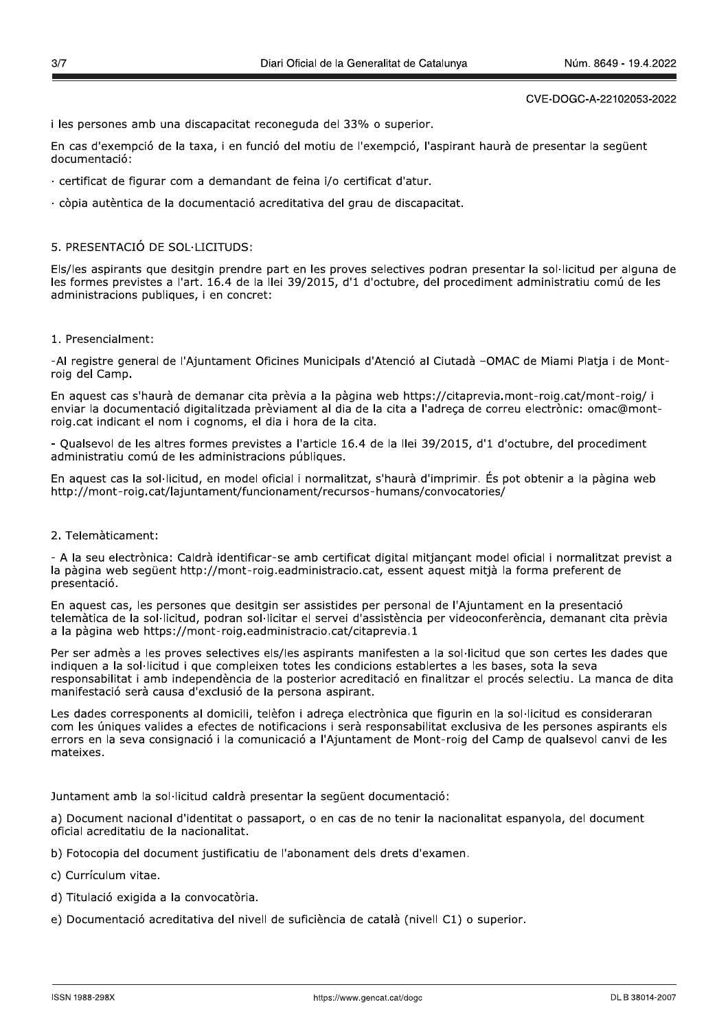i les persones amb una discapacitat reconeguda del 33% o superior.

En cas d'exempció de la taxa, i en funció del motiu de l'exempció, l'aspirant haurà de presentar la següent documentació:

· certificat de figurar com a demandant de feina i/o certificat d'atur.

· còpia autèntica de la documentació acreditativa del grau de discapacitat.

5. PRESENTACIÓ DE SOL·LICITUDS:

Els/les aspirants que desitgin prendre part en les proves selectives podran presentar la sol·licitud per alguna de les formes previstes a l'art. 16.4 de la llei 39/2015, d'1 d'octubre, del procediment administratiu comú de les administracions publiques, i en concret:

1. Presencialment:

-Al registre general de l'Ajuntament Oficines Municipals d'Atenció al Ciutadà –OMAC de Miami Platja i de Mont-roig del Camp.

En aquest cas s'haurà de demanar cita prèvia a la pàgina web https://citaprevia.mont-roig.cat/mont-roig/ i enviar la documentació digitalitzada prèviament al dia de la cita a l'adreça de correu electrònic: omac@mont-roig.cat indicant el nom i cognoms, el dia i hora de la cita.

- Qualsevol de les altres formes previstes a l'article 16.4 de la llei 39/2015, d'1 d'octubre, del procediment administratiu comú de les administracions públiques.

En aquest cas la sol·licitud, en model oficial i normalitzat, s'haurà d'imprimir. És pot obtenir a la pàgina web http://mont-roig.cat/lajuntament/funcionament/recursos-humans/convocatories/

2. Telemàticament:

- A la seu electrònica: Caldrà identificar-se amb certificat digital mitjançant model oficial i normalitzat previst a la pàgina web següent http://mont-roig.eadministracio.cat, essent aquest mitjà la forma preferent de presentació.

En aquest cas, les persones que desitgin ser assistides per personal de l'Ajuntament en la presentació telemàtica de la sol·licitud, podran sol·licitar el servei d'assistència per videoconferència, demanant cita prèvia a la pàgina web https://mont-roig.eadministracio.cat/citaprevia.1

Per ser admès a les proves selectives els/les aspirants manifesten a la sol·licitud que son certes les dades que indiquen a la sol·licitud i que compleixen totes les condicions establertes a les bases, sota la seva responsabilitat i amb independència de la posterior acreditació en finalitzar el procés selectiu. La manca de dita manifestació serà causa d'exclusió de la persona aspirant.

Les dades corresponents al domicili, telèfon i adreça electrònica que figurin en la sol·licitud es consideraran com les úniques valides a efectes de notificacions i serà responsabilitat exclusiva de les persones aspirants els errors en la seva consignació i la comunicació a l'Ajuntament de Mont-roig del Camp de qualsevol canvi de les mateixes.

Juntament amb la sol·licitud caldrà presentar la següent documentació:

a) Document nacional d'identitat o passaport, o en cas de no tenir la nacionalitat espanyola, del document oficial acreditatiu de la nacionalitat.

b) Fotocopia del document justificatiu de l'abonament dels drets d'examen.

c) Currículum vitae.

d) Titulació exigida a la convocatòria.

e) Documentació acreditativa del nivell de suficiència de català (nivell C1) o superior.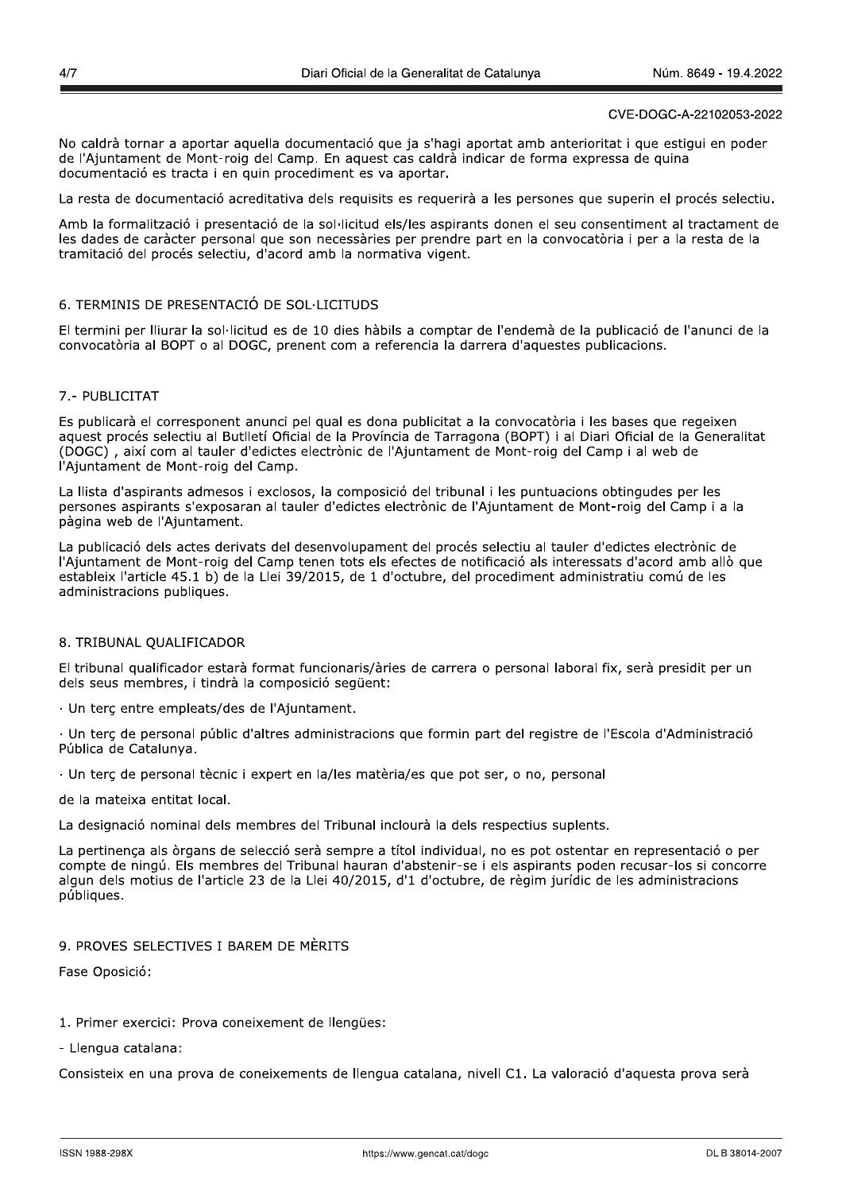No caldrà tornar a aportar aquella documentació que ja s'hagi aportat amb anterioritat i que estigui en poder de l'Ajuntament de Mont-roig del Camp. En aquest cas caldrà indicar de forma expressa de quina documentació es tracta i en quin procediment es va aportar.

La resta de documentació acreditativa dels requisits es requerirà a les persones que superin el procés selectiu.

Amb la formalització i presentació de la sol·licitud els/les aspirants donen el seu consentiment al tractament de les dades de caràcter personal que son necessàries per prendre part en la convocatòria i per a la resta de la tramitació del procés selectiu, d'acord amb la normativa vigent.

## 6. TERMINIS DE PRESENTACIÓ DE SOL·LICITUDS

El termini per lliurar la sol·licitud es de 10 dies hàbils a comptar de l'endemà de la publicació de l'anunci de la convocatòria al BOPT o al DOGC, prenent com a referencia la darrera d'aquestes publicacions.

## 7.- PUBLICITAT

Es publicarà el corresponent anunci pel qual es dona publicitat a la convocatòria i les bases que regeixen aquest procés selectiu al Butlletí Oficial de la Província de Tarragona (BOPT) i al Diari Oficial de la Generalitat (DOGC) , així com al tauler d'edictes electrònic de l'Ajuntament de Mont-roig del Camp i al web de l'Ajuntament de Mont-roig del Camp.

La llista d'aspirants admesos i exclosos, la composició del tribunal i les puntuacions obtingudes per les persones aspirants s'exposaran al tauler d'edictes electrònic de l'Ajuntament de Mont-roig del Camp i a la pàgina web de l'Ajuntament.

La publicació dels actes derivats del desenvolupament del procés selectiu al tauler d'edictes electrònic de l'Ajuntament de Mont-roig del Camp tenen tots els efectes de notificació als interessats d'acord amb allò que estableix l'article 45.1 b) de la Llei 39/2015, de 1 d'octubre, del procediment administratiu comú de les administracions publiques.

## 8. TRIBUNAL QUALIFICADOR

El tribunal qualificador estarà format funcionaris/àries de carrera o personal laboral fix, serà presidit per un dels seus membres, i tindrà la composició següent:

· Un terç entre empleats/des de l'Ajuntament.

· Un terç de personal públic d'altres administracions que formin part del registre de l'Escola d'Administració Pública de Catalunya.

· Un terç de personal tècnic i expert en la/les matèria/es que pot ser, o no, personal

de la mateixa entitat local.

La designació nominal dels membres del Tribunal inclourà la dels respectius suplents.

La pertinença als òrgans de selecció serà sempre a títol individual, no es pot ostentar en representació o per compte de ningú. Els membres del Tribunal hauran d'abstenir-se i els aspirants poden recusar-los si concorre algun dels motius de l'article 23 de la Llei 40/2015, d'1 d'octubre, de règim jurídic de les administracions públiques.

## 9. PROVES SELECTIVES I BAREM DE MÈRITS

Fase Oposició:

1. Primer exercici: Prova coneixement de llengües:

- Llengua catalana:

Consisteix en una prova de coneixements de llengua catalana, nivell C1. La valoració d'aquesta prova serà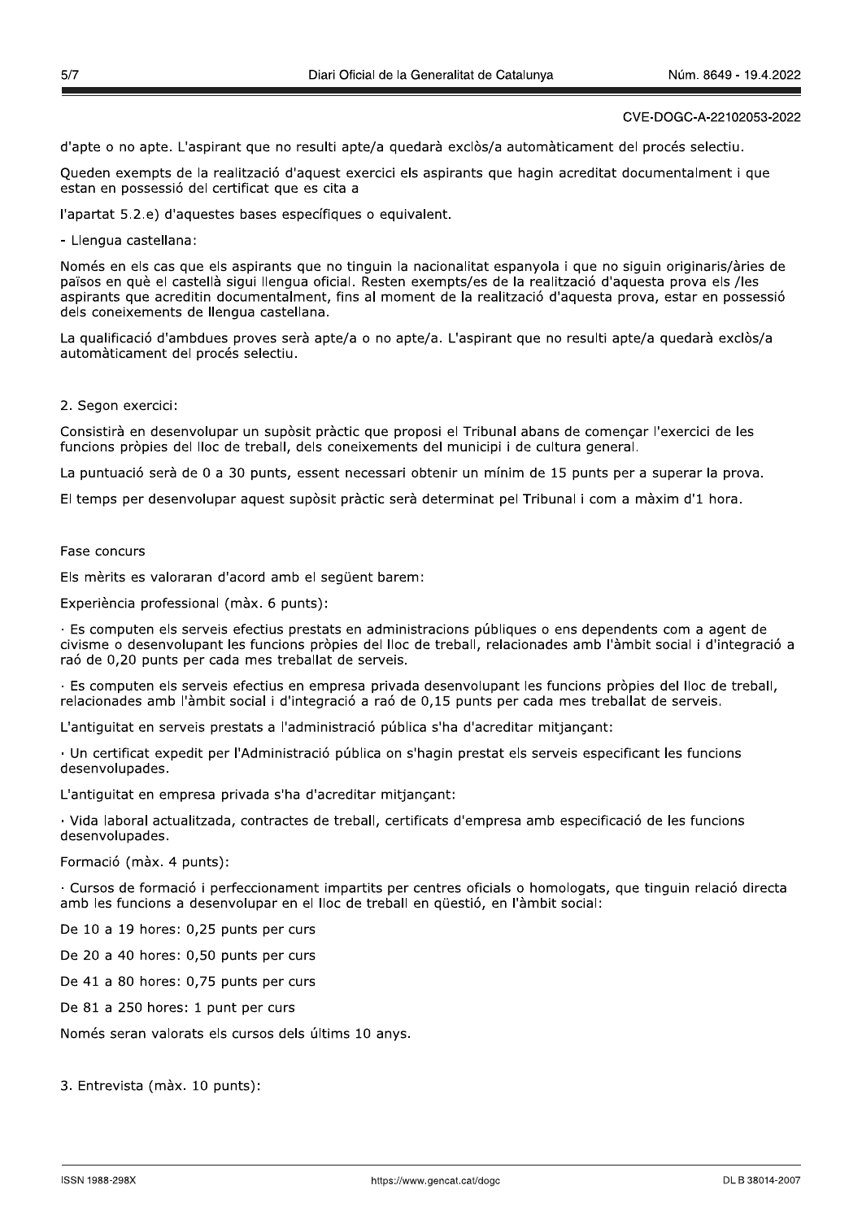d'apte o no apte. L'aspirant que no resulti apte/a quedarà exclòs/a automàticament del procés selectiu.

Queden exempts de la realització d'aquest exercici els aspirants que hagin acreditat documentalment i que estan en possessió del certificat que es cita a

l'apartat 5.2.e) d'aquestes bases específiques o equivalent.

- Llengua castellana:

Només en els cas que els aspirants que no tinguin la nacionalitat espanyola i que no siguin originaris/àries de països en què el castellà sigui llengua oficial. Resten exempts/es de la realització d'aquesta prova els /les aspirants que acreditin documentalment, fins al moment de la realització d'aquesta prova, estar en possessió dels coneixements de llengua castellana.

La qualificació d'ambdues proves serà apte/a o no apte/a. L'aspirant que no resulti apte/a quedarà exclòs/a automàticament del procés selectiu.

2. Segon exercici:

Consistirà en desenvolupar un supòsit pràctic que proposi el Tribunal abans de començar l'exercici de les funcions pròpies del lloc de treball, dels coneixements del municipi i de cultura general.

La puntuació serà de 0 a 30 punts, essent necessari obtenir un mínim de 15 punts per a superar la prova.

El temps per desenvolupar aquest supòsit pràctic serà determinat pel Tribunal i com a màxim d'1 hora.

Fase concurs

Els mèrits es valoraran d'acord amb el següent barem:

Experiència professional (màx. 6 punts):

· Es computen els serveis efectius prestats en administracions públiques o ens dependents com a agent de civisme o desenvolupant les funcions pròpies del lloc de treball, relacionades amb l'àmbit social i d'integració a raó de 0,20 punts per cada mes treballat de serveis.

· Es computen els serveis efectius en empresa privada desenvolupant les funcions pròpies del lloc de treball, relacionades amb l'àmbit social i d'integració a raó de 0,15 punts per cada mes treballat de serveis.

L'antiguitat en serveis prestats a l'administració pública s'ha d'acreditar mitjançant:

· Un certificat expedit per l'Administració pública on s'hagin prestat els serveis especificant les funcions desenvolupades.

L'antiguitat en empresa privada s'ha d'acreditar mitjançant:

· Vida laboral actualitzada, contractes de treball, certificats d'empresa amb especificació de les funcions desenvolupades.

Formació (màx. 4 punts):

· Cursos de formació i perfeccionament impartits per centres oficials o homologats, que tinguin relació directa amb les funcions a desenvolupar en el lloc de treball en qüestió, en l'àmbit social:

De 10 a 19 hores: 0,25 punts per curs

De 20 a 40 hores: 0,50 punts per curs

De 41 a 80 hores: 0,75 punts per curs

De 81 a 250 hores: 1 punt per curs

Només seran valorats els cursos dels últims 10 anys.

3. Entrevista (màx. 10 punts):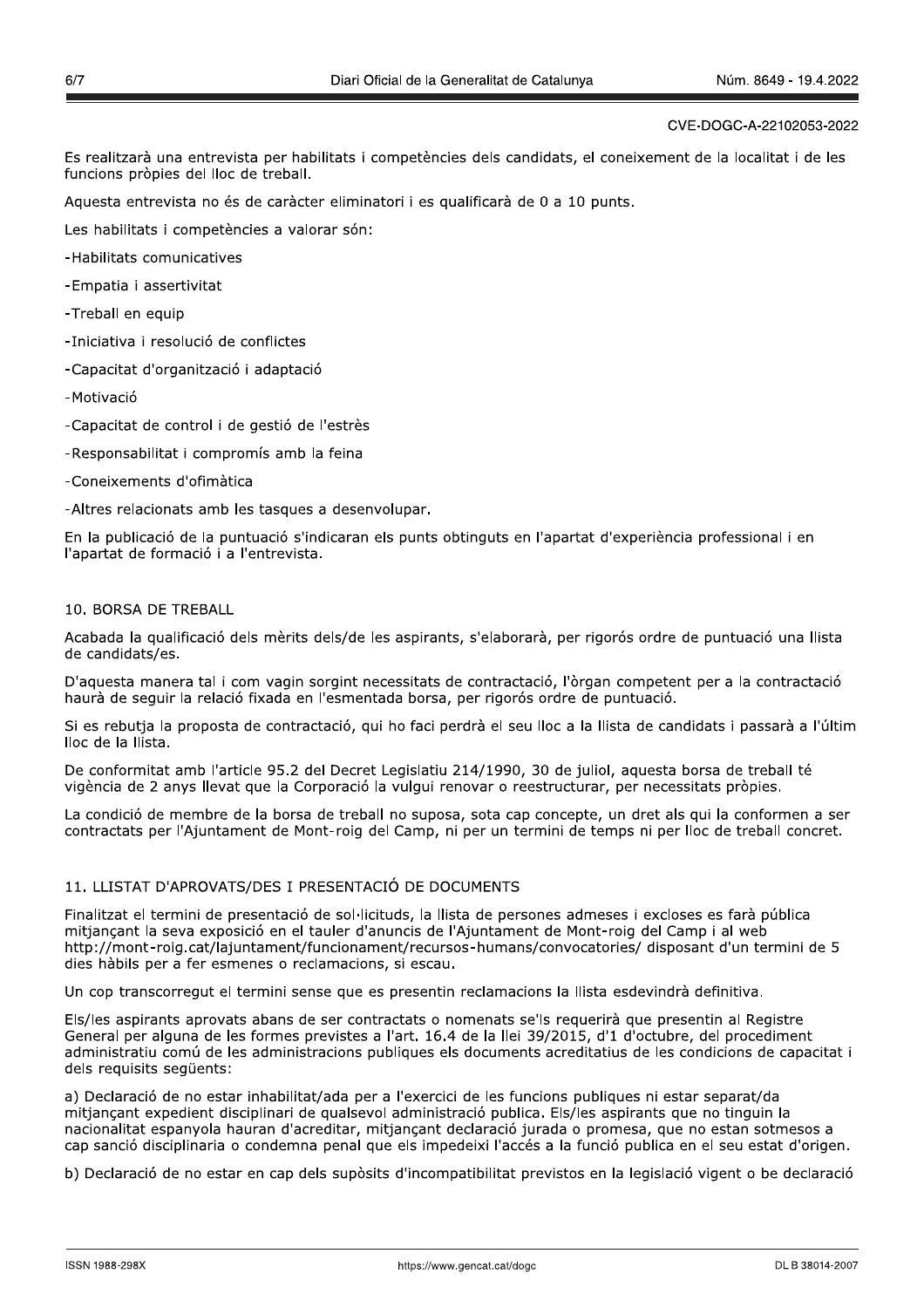CVE-DOGC-A-22102053-2022

Es realitzarà una entrevista per habilitats i competències dels candidats, el coneixement de la localitat i de les funcions pròpies del lloc de treball.

Aquesta entrevista no és de caràcter eliminatori i es qualificarà de 0 a 10 punts.

Les habilitats i competències a valorar són:

- Habilitats comunicatives
- Empatia i assertivitat
- Treball en equip
- Iniciativa i resolució de conflictes
- Capacitat d'organització i adaptació
- Motivació
- Capacitat de control i de gestió de l'estrès
- Responsabilitat i compromís amb la feina
- Coneixements d'ofimàtica
- Altres relacionats amb les tasques a desenvolupar.

En la publicació de la puntuació s'indicaran els punts obtinguts en l'apartat d'experiència professional i en l'apartat de formació i a l'entrevista.

## 10. BORSA DE TREBALL

Acabada la qualificació dels mèrits dels/de les aspirants, s'elaborarà, per rigorós ordre de puntuació una llista de candidats/es.

D'aquesta manera tal i com vagin sorgint necessitats de contractació, l'òrgan competent per a la contractació haurà de seguir la relació fixada en l'esmentada borsa, per rigorós ordre de puntuació.

Si es rebutja la proposta de contractació, qui ho faci perdrà el seu lloc a la llista de candidats i passarà a l'últim lloc de la llista.

De conformitat amb l'article 95.2 del Decret Legislatiu 214/1990, 30 de juliol, aquesta borsa de treball té vigència de 2 anys llevat que la Corporació la vulgui renovar o reestructurar, per necessitats pròpies.

La condició de membre de la borsa de treball no suposa, sota cap concepte, un dret als qui la conformen a ser contractats per l'Ajuntament de Mont-roig del Camp, ni per un termini de temps ni per lloc de treball concret.

## 11. LLISTAT D'APROVATS/DES I PRESENTACIÓ DE DOCUMENTS

Finalitzat el termini de presentació de sol·licituds, la llista de persones admeses i excloses es farà pública mitjançant la seva exposició en el tauler d'anuncis de l'Ajuntament de Mont-roig del Camp i al web http://mont-roig.cat/lajuntament/funcionament/recursos-humans/convocatories/ disposant d'un termini de 5 dies hàbils per a fer esmenes o reclamacions, si escau.

Un cop transcorregut el termini sense que es presentin reclamacions la llista esdevindrà definitiva.

Els/les aspirants aprovats abans de ser contractats o nomenats se'ls requerirà que presentin al Registre General per alguna de les formes previstes a l'art. 16.4 de la llei 39/2015, d'1 d'octubre, del procediment administratiu comú de les administracions publiques els documents acreditatius de les condicions de capacitat i dels requisits següents:

a) Declaració de no estar inhabilitat/ada per a l'exercici de les funcions publiques ni estar separat/da mitjançant expedient disciplinari de qualsevol administració publica. Els/les aspirants que no tinguin la nacionalitat espanyola hauran d'acreditar, mitjançant declaració jurada o promesa, que no estan sotmesos a cap sanció disciplinaria o condemna penal que els impedeixi l'accés a la funció publica en el seu estat d'origen.

b) Declaració de no estar en cap dels supòsits d'incompatibilitat previstos en la legislació vigent o be declaració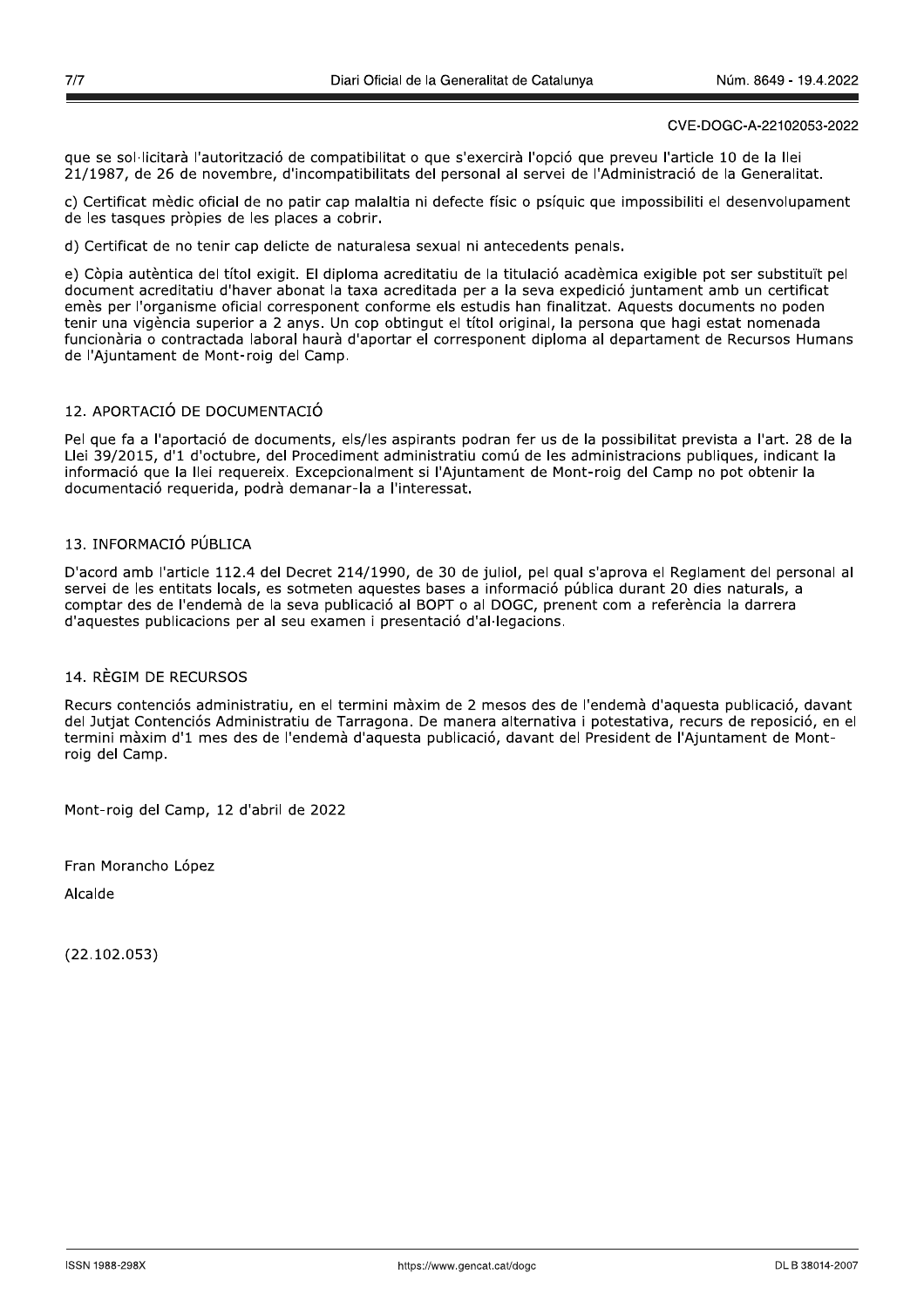que se sol·licitarà l'autorització de compatibilitat o que s'exercirà l'opció que preveu l'article 10 de la llei 21/1987, de 26 de novembre, d'incompatibilitats del personal al servei de l'Administració de la Generalitat.

c) Certificat mèdic oficial de no patir cap malaltia ni defecte físic o psíquic que impossibiliti el desenvolupament de les tasques pròpies de les places a cobrir.

d) Certificat de no tenir cap delicte de naturalesa sexual ni antecedents penals.

e) Còpia autèntica del títol exigit. El diploma acreditatiu de la titulació acadèmica exigible pot ser substituït pel document acreditatiu d'haver abonat la taxa acreditada per a la seva expedició juntament amb un certificat emès per l'organisme oficial corresponent conforme els estudis han finalitzat. Aquests documents no poden tenir una vigència superior a 2 anys. Un cop obtingut el títol original, la persona que hagi estat nomenada funcionària o contractada laboral haurà d'aportar el corresponent diploma al departament de Recursos Humans de l'Ajuntament de Mont-roig del Camp.

## 12. APORTACIÓ DE DOCUMENTACIÓ

Pel que fa a l'aportació de documents, els/les aspirants podran fer us de la possibilitat prevista a l'art. 28 de la Llei 39/2015, d'1 d'octubre, del Procediment administratiu comú de les administracions publiques, indicant la informació que la llei requereix. Excepcionalment si l'Ajuntament de Mont-roig del Camp no pot obtenir la documentació requerida, podrà demanar-la a l'interessat.

## 13. INFORMACIÓ PÚBLICA

D'acord amb l'article 112.4 del Decret 214/1990, de 30 de juliol, pel qual s'aprova el Reglament del personal al servei de les entitats locals, es sotmeten aquestes bases a informació pública durant 20 dies naturals, a comptar des de l'endemà de la seva publicació al BOPT o al DOGC, prenent com a referència la darrera d'aquestes publicacions per al seu examen i presentació d'al·legacions.

## 14. RÈGIM DE RECURSOS

Recurs contenciós administratiu, en el termini màxim de 2 mesos des de l'endemà d'aquesta publicació, davant del Jutjat Contenciós Administratiu de Tarragona. De manera alternativa i potestativa, recurs de reposició, en el termini màxim d'1 mes des de l'endemà d'aquesta publicació, davant del President de l'Ajuntament de Mont-roig del Camp.

Mont-roig del Camp, 12 d'abril de 2022

Fran Morancho López

Alcalde

(22.102.053)